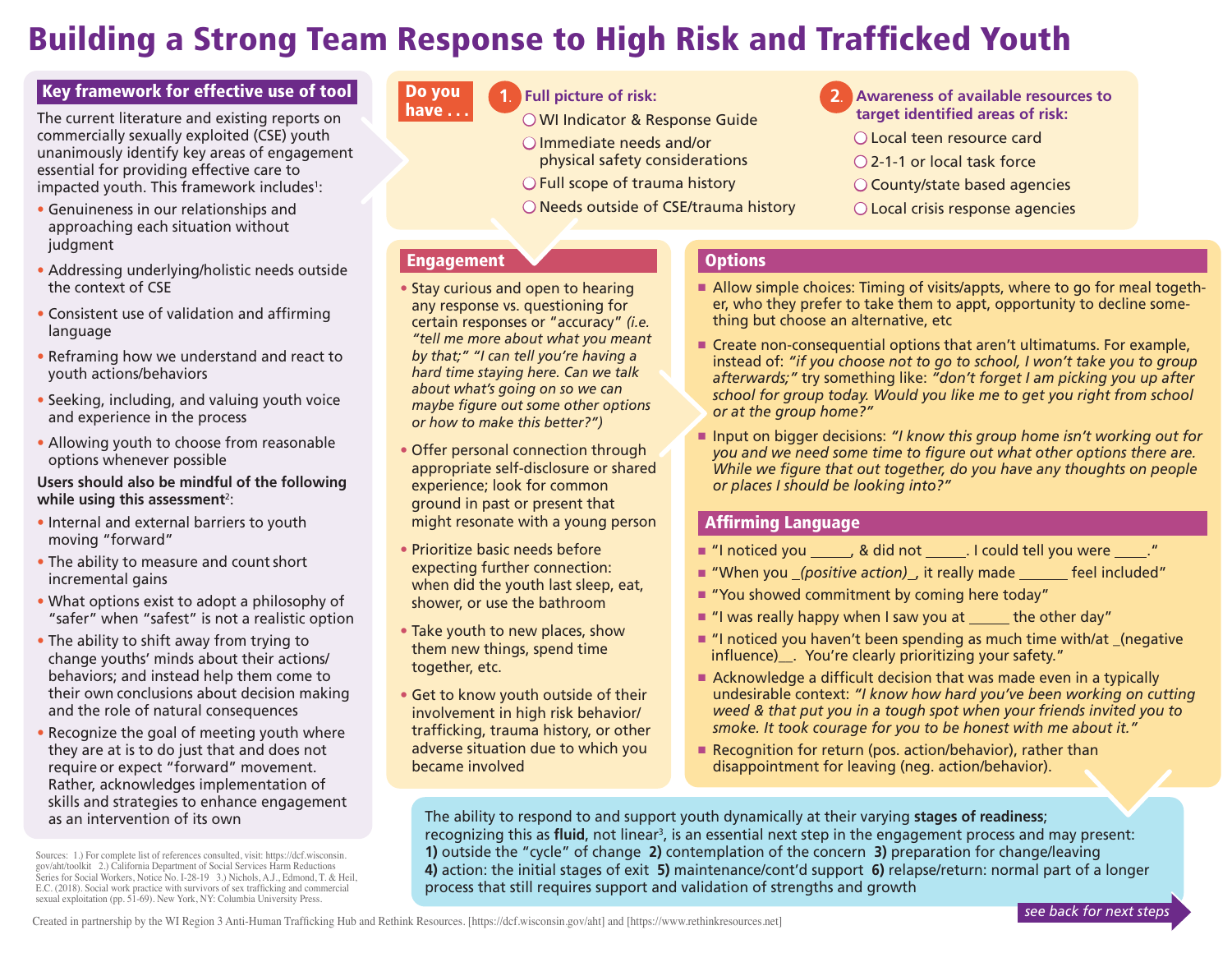# Building a Strong Team Response to High Risk and Trafficked Youth

## Key framework for effective use of tool

The current literature and existing reports on commercially sexually exploited (CSE) youth unanimously identify key areas of engagement essential for providing effective care to impacted youth. This framework includes[1]:

- Genuineness in our relationships and approaching each situation without judgment
- Addressing underlying/holistic needs outside the context of CSE
- Consistent use of validation and affirming language
- Reframing how we understand and react to youth actions/behaviors
- Seeking, including, and valuing youth voice and experience in the process
- Allowing youth to choose from reasonable options whenever possible

**Users should also be mindful of the following while using this assessment**[2]:

- Internal and external barriers to youth moving "forward"
- The ability to measure and count short incremental gains
- What options exist to adopt a philosophy of "safer" when "safest" is not a realistic option
- The ability to shift away from trying to change youths' minds about their actions/ behaviors; and instead help them come to their own conclusions about decision making and the role of natural consequences
- Recognize the goal of meeting youth where they are at is to do just that and does not require or expect "forward" movement. Rather, acknowledges implementation of skills and strategies to enhance engagement as an intervention of its own

## Do you have . . .

**1. Full picture of risk:**

- ○ WI Indicator & Response Guide
- ○ Immediate needs and/or physical safety considerations
- ○ Full scope of trauma history
- ○ Needs outside of CSE/trauma history

**2. Awareness of available resources to target identified areas of risk:**

- ○ Local teen resource card
- ○ 2-1-1 or local task force
- ○ County/state based agencies
- ○ Local crisis response agencies

## Engagement

- Stay curious and open to hearing any response vs. questioning for certain responses or "accuracy" *(i.e. "tell me more about what you meant by that;" "I can tell you're having a hard time staying here. Can we talk about what's going on so we can maybe figure out some other options or how to make this better?")*
- Offer personal connection through appropriate self-disclosure or shared experience; look for common ground in past or present that might resonate with a young person
- Prioritize basic needs before expecting further connection: when did the youth last sleep, eat, shower, or use the bathroom
- Take youth to new places, show them new things, spend time together, etc.
- Get to know youth outside of their involvement in high risk behavior/ trafficking, trauma history, or other adverse situation due to which you became involved

## Options

- Allow simple choices: Timing of visits/appts, where to go for meal together, who they prefer to take them to appt, opportunity to decline something but choose an alternative, etc
- Create non-consequential options that aren't ultimatums. For example, instead of: *"if you choose not to go to school, I won't take you to group afterwards;"* try something like: *"don't forget I am picking you up after school for group today. Would you like me to get you right from school or at the group home?"*
- Input on bigger decisions: *"I know this group home isn't working out for you and we need some time to figure out what other options there are. While we figure that out together, do you have any thoughts on people or places I should be looking into?"*

## Affirming Language

- "I noticed you _____, & did not _____. I could tell you were _____."
- "When you _*(positive action)*_, it really made ______ feel included"
- "You showed commitment by coming here today"
- "I was really happy when I saw you at _____ the other day"
- "I noticed you haven't been spending as much time with/at _(negative influence)__. You're clearly prioritizing your safety."
- Acknowledge a difficult decision that was made even in a typically undesirable context: *"I know how hard you've been working on cutting weed & that put you in a tough spot when your friends invited you to smoke. It took courage for you to be honest with me about it."*
- Recognition for return (pos. action/behavior), rather than disappointment for leaving (neg. action/behavior).

The ability to respond to and support youth dynamically at their varying **stages of readiness**; recognizing this as **fluid**, not linear[3], is an essential next step in the engagement process and may present: **1)** outside the "cycle" of change **2)** contemplation of the concern **3)** preparation for change/leaving **4)** action: the initial stages of exit **5)** maintenance/cont'd support **6)** relapse/return: normal part of a longer process that still requires support and validation of strengths and growth

*see back for next steps*

Sources: 1.) For complete list of references consulted, visit: https://dcf.wisconsin.gov/aht/toolkit 2.) California Department of Social Services Harm Reductions Series for Social Workers, Notice No. I-28-19 3.) Nichols, A.J., Edmond, T. & Heil, E.C. (2018). Social work practice with survivors of sex trafficking and commercial sexual exploitation (pp. 51-69). New York, NY: Columbia University Press.

Created in partnership by the WI Region 3 Anti-Human Trafficking Hub and Rethink Resources. [https://dcf.wisconsin.gov/aht] and [https://www.rethinkresources.net]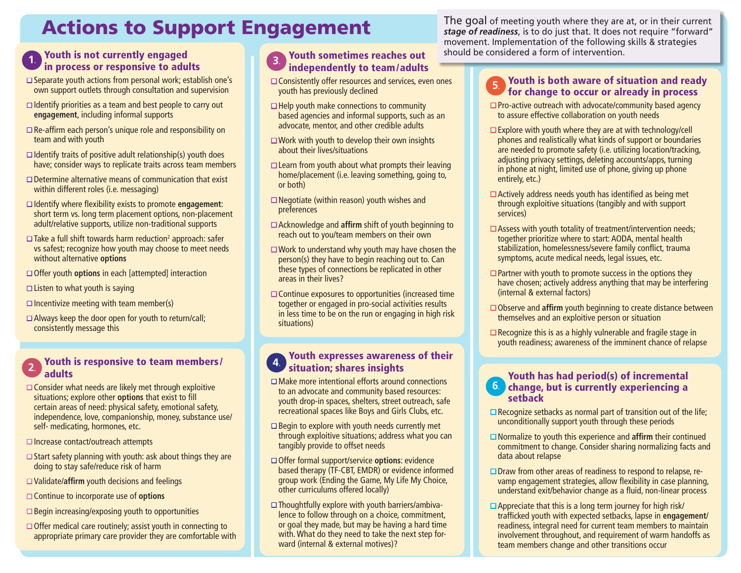# Actions to Support Engagement

The goal of meeting youth where they are at, or in their current ***stage of readiness***, is to do just that. It does not require "forward" movement. Implementation of the following skills & strategies should be considered a form of intervention.

## 1. Youth is not currently engaged in process or responsive to adults

- Separate youth actions from personal work; establish one's own support outlets through consultation and supervision
- Identify priorities as a team and best people to carry out **engagement**, including informal supports
- Re-affirm each person's unique role and responsibility on team and with youth
- Identify traits of positive adult relationship(s) youth does have; consider ways to replicate traits across team members
- Determine alternative means of communication that exist within different roles (i.e. messaging)
- Identify where flexibility exists to promote **engagement**: short term vs. long term placement options, non-placement adult/relative supports, utilize non-traditional supports
- Take a full shift towards harm reduction[2] approach: safer vs safest; recognize how youth may choose to meet needs without alternative **options**
- Offer youth **options** in each [attempted] interaction
- Listen to what youth is saying
- Incentivize meeting with team member(s)
- Always keep the door open for youth to return/call; consistently message this

## 2. Youth is responsive to team members/ adults

- Consider what needs are likely met through exploitive situations; explore other **options** that exist to fill certain areas of need: physical safety, emotional safety, independence, love, companionship, money, substance use/ self- medicating, hormones, etc.
- Increase contact/outreach attempts
- Start safety planning with youth: ask about things they are doing to stay safe/reduce risk of harm
- Validate/**affirm** youth decisions and feelings
- Continue to incorporate use of **options**
- Begin increasing/exposing youth to opportunities
- Offer medical care routinely; assist youth in connecting to appropriate primary care provider they are comfortable with

## 3. Youth sometimes reaches out independently to team/adults

- Consistently offer resources and services, even ones youth has previously declined
- Help youth make connections to community based agencies and informal supports, such as an advocate, mentor, and other credible adults
- Work with youth to develop their own insights about their lives/situations
- Learn from youth about what prompts their leaving home/placement (i.e. leaving something, going to, or both)
- Negotiate (within reason) youth wishes and preferences
- Acknowledge and **affirm** shift of youth beginning to reach out to you/team members on their own
- Work to understand why youth may have chosen the person(s) they have to begin reaching out to. Can these types of connections be replicated in other areas in their lives?
- Continue exposures to opportunities (increased time together or engaged in pro-social activities results in less time to be on the run or engaging in high risk situations)

## 4. Youth expresses awareness of their situation; shares insights

- Make more intentional efforts around connections to an advocate and community based resources: youth drop-in spaces, shelters, street outreach, safe recreational spaces like Boys and Girls Clubs, etc.
- Begin to explore with youth needs currently met through exploitive situations; address what you can tangibly provide to offset needs
- Offer formal support/service **options**: evidence based therapy (TF-CBT, EMDR) or evidence informed group work (Ending the Game, My Life My Choice, other curriculums offered locally)
- Thoughtfully explore with youth barriers/ambivalence to follow through on a choice, commitment, or goal they made, but may be having a hard time with. What do they need to take the next step forward (internal & external motives)?

## 5. Youth is both aware of situation and ready for change to occur or already in process

- Pro-active outreach with advocate/community based agency to assure effective collaboration on youth needs
- Explore with youth where they are at with technology/cell phones and realistically what kinds of support or boundaries are needed to promote safety (i.e. utilizing location/tracking, adjusting privacy settings, deleting accounts/apps, turning in phone at night, limited use of phone, giving up phone entirely, etc.)
- Actively address needs youth has identified as being met through exploitive situations (tangibly and with support services)
- Assess with youth totality of treatment/intervention needs; together prioritize where to start: AODA, mental health stabilization, homelessness/severe family conflict, trauma symptoms, acute medical needs, legal issues, etc.
- Partner with youth to promote success in the options they have chosen; actively address anything that may be interfering (internal & external factors)
- Observe and **affirm** youth beginning to create distance between themselves and an exploitive person or situation
- Recognize this is as a highly vulnerable and fragile stage in youth readiness; awareness of the imminent chance of relapse

## 6. Youth has had period(s) of incremental change, but is currently experiencing a setback

- Recognize setbacks as normal part of transition out of the life; unconditionally support youth through these periods
- Normalize to youth this experience and **affirm** their continued commitment to change. Consider sharing normalizing facts and data about relapse
- Draw from other areas of readiness to respond to relapse, re-vamp engagement strategies, allow flexibility in case planning, understand exit/behavior change as a fluid, non-linear process
- Appreciate that this is a long term journey for high risk/ trafficked youth with expected setbacks, lapse in **engagement**/ readiness, integral need for current team members to maintain involvement throughout, and requirement of warm handoffs as team members change and other transitions occur